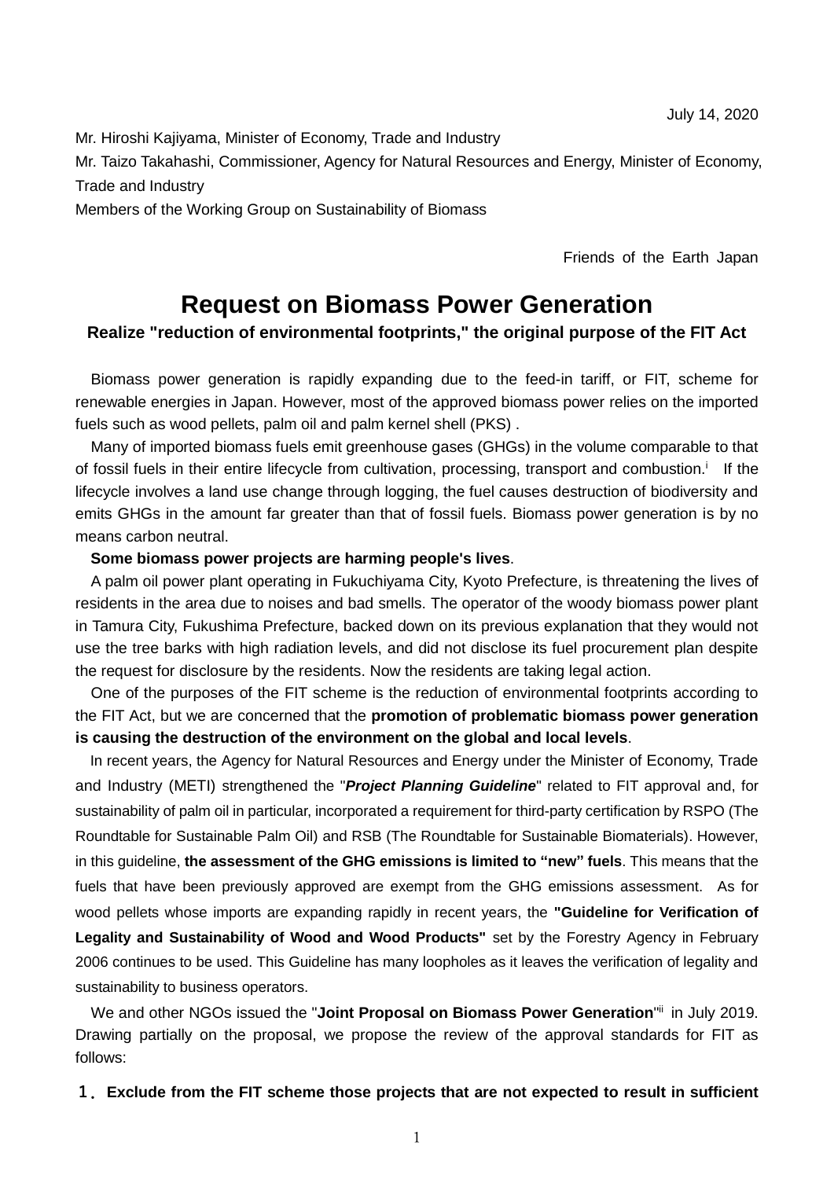July 14, 2020

Mr. Hiroshi Kajiyama, Minister of Economy, Trade and Industry

Mr. Taizo Takahashi, Commissioner, Agency for Natural Resources and Energy, Minister of Economy, Trade and Industry

Members of the Working Group on Sustainability of Biomass

Friends of the Earth Japan

# Request on Biomass Power Generation

## Realize "reduction of environmental footprints," the original purpose of the FIT Act

Biomass power generation is rapidly expanding due to the feed-in tariff, or FIT, scheme for renewable energies in Japan. However, most of the approved biomass power relies on the imported fuels such as wood pellets, palm oil and palm kernel shell (PKS) .

Many of imported biomass fuels emit greenhouse gases (GHGs) in the volume comparable to that of fossil fuels in their entire lifecycle from cultivation, processing, transport and combustion.[i] If the lifecycle involves a land use change through logging, the fuel causes destruction of biodiversity and emits GHGs in the amount far greater than that of fossil fuels. Biomass power generation is by no means carbon neutral.

**Some biomass power projects are harming people's lives**.

A palm oil power plant operating in Fukuchiyama City, Kyoto Prefecture, is threatening the lives of residents in the area due to noises and bad smells. The operator of the woody biomass power plant in Tamura City, Fukushima Prefecture, backed down on its previous explanation that they would not use the tree barks with high radiation levels, and did not disclose its fuel procurement plan despite the request for disclosure by the residents. Now the residents are taking legal action.

One of the purposes of the FIT scheme is the reduction of environmental footprints according to the FIT Act, but we are concerned that the **promotion of problematic biomass power generation is causing the destruction of the environment on the global and local levels**.

In recent years, the Agency for Natural Resources and Energy under the Minister of Economy, Trade and Industry (METI) strengthened the "***Project Planning Guideline***" related to FIT approval and, for sustainability of palm oil in particular, incorporated a requirement for third-party certification by RSPO (The Roundtable for Sustainable Palm Oil) and RSB (The Roundtable for Sustainable Biomaterials). However, in this guideline, **the assessment of the GHG emissions is limited to "new" fuels**. This means that the fuels that have been previously approved are exempt from the GHG emissions assessment. As for wood pellets whose imports are expanding rapidly in recent years, the **"Guideline for Verification of Legality and Sustainability of Wood and Wood Products"** set by the Forestry Agency in February 2006 continues to be used. This Guideline has many loopholes as it leaves the verification of legality and sustainability to business operators.

We and other NGOs issued the "**Joint Proposal on Biomass Power Generation**"[ii] in July 2019. Drawing partially on the proposal, we propose the review of the approval standards for FIT as follows:

**１．Exclude from the FIT scheme those projects that are not expected to result in sufficient**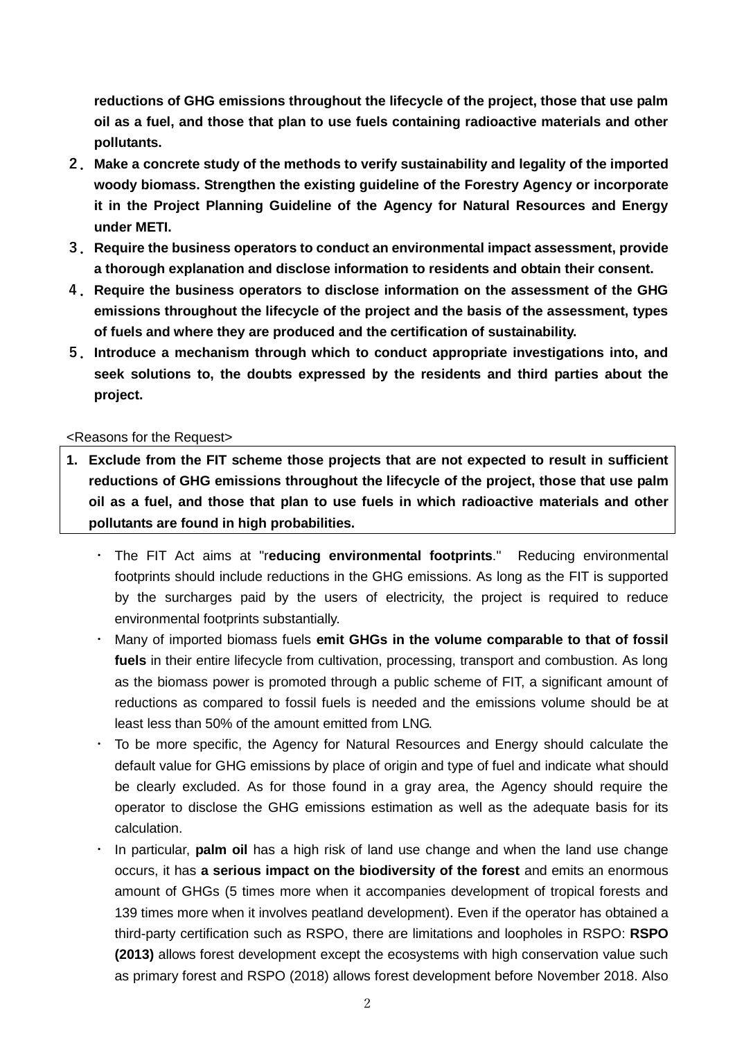**reductions of GHG emissions throughout the lifecycle of the project, those that use palm oil as a fuel, and those that plan to use fuels containing radioactive materials and other pollutants.**

2. **Make a concrete study of the methods to verify sustainability and legality of the imported woody biomass. Strengthen the existing guideline of the Forestry Agency or incorporate it in the Project Planning Guideline of the Agency for Natural Resources and Energy under METI.**
3. **Require the business operators to conduct an environmental impact assessment, provide a thorough explanation and disclose information to residents and obtain their consent.**
4. **Require the business operators to disclose information on the assessment of the GHG emissions throughout the lifecycle of the project and the basis of the assessment, types of fuels and where they are produced and the certification of sustainability.**
5. **Introduce a mechanism through which to conduct appropriate investigations into, and seek solutions to, the doubts expressed by the residents and third parties about the project.**

<Reasons for the Request>

**1. Exclude from the FIT scheme those projects that are not expected to result in sufficient reductions of GHG emissions throughout the lifecycle of the project, those that use palm oil as a fuel, and those that plan to use fuels in which radioactive materials and other pollutants are found in high probabilities.**

- The FIT Act aims at "r**educing environmental footprints**." Reducing environmental footprints should include reductions in the GHG emissions. As long as the FIT is supported by the surcharges paid by the users of electricity, the project is required to reduce environmental footprints substantially.
- Many of imported biomass fuels **emit GHGs in the volume comparable to that of fossil fuels** in their entire lifecycle from cultivation, processing, transport and combustion. As long as the biomass power is promoted through a public scheme of FIT, a significant amount of reductions as compared to fossil fuels is needed and the emissions volume should be at least less than 50% of the amount emitted from LNG.
- To be more specific, the Agency for Natural Resources and Energy should calculate the default value for GHG emissions by place of origin and type of fuel and indicate what should be clearly excluded. As for those found in a gray area, the Agency should require the operator to disclose the GHG emissions estimation as well as the adequate basis for its calculation.
- In particular, **palm oil** has a high risk of land use change and when the land use change occurs, it has **a serious impact on the biodiversity of the forest** and emits an enormous amount of GHGs (5 times more when it accompanies development of tropical forests and 139 times more when it involves peatland development). Even if the operator has obtained a third-party certification such as RSPO, there are limitations and loopholes in RSPO: **RSPO (2013)** allows forest development except the ecosystems with high conservation value such as primary forest and RSPO (2018) allows forest development before November 2018. Also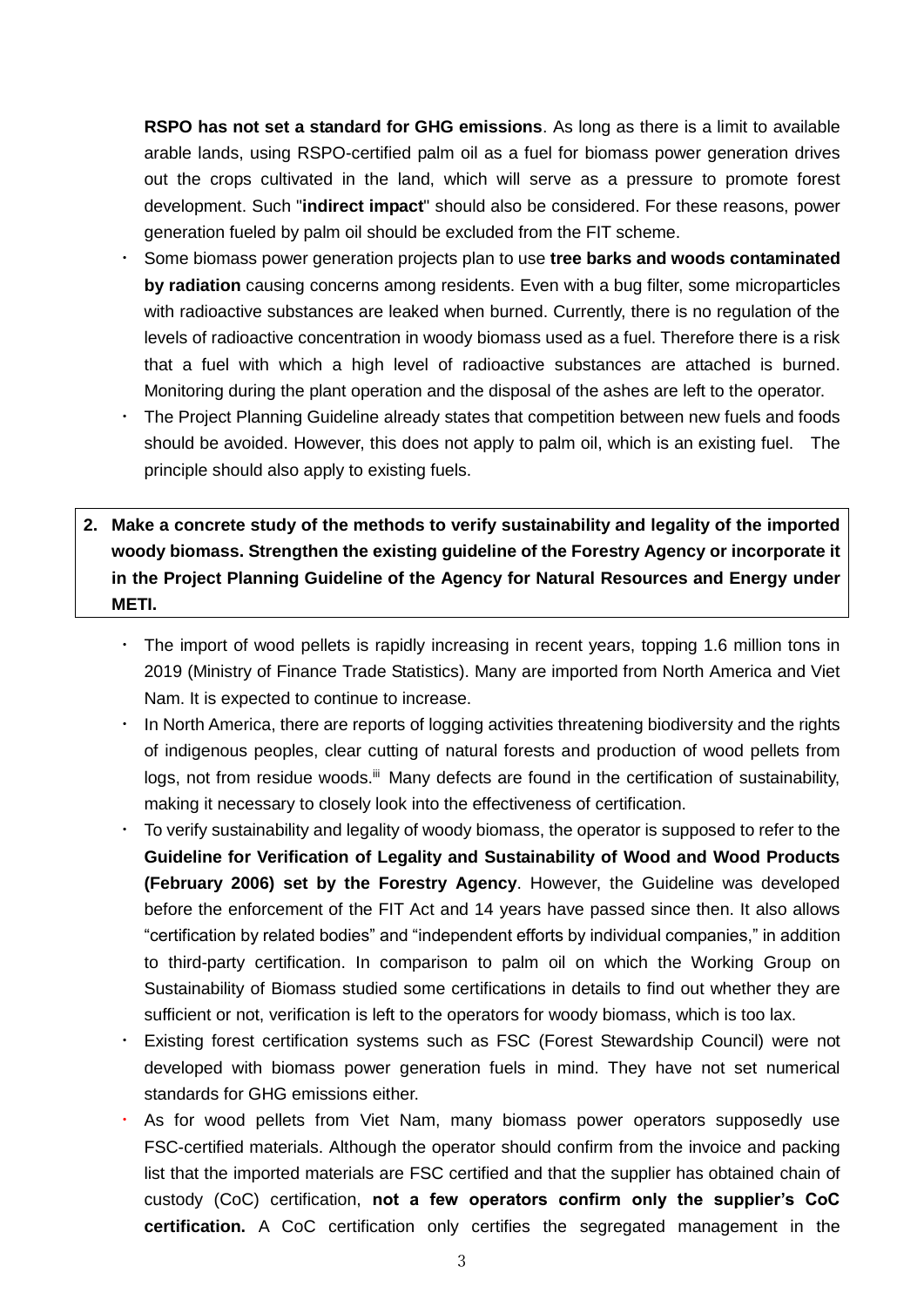**RSPO has not set a standard for GHG emissions**. As long as there is a limit to available arable lands, using RSPO-certified palm oil as a fuel for biomass power generation drives out the crops cultivated in the land, which will serve as a pressure to promote forest development. Such "**indirect impact**" should also be considered. For these reasons, power generation fueled by palm oil should be excluded from the FIT scheme.

- Some biomass power generation projects plan to use **tree barks and woods contaminated by radiation** causing concerns among residents. Even with a bug filter, some microparticles with radioactive substances are leaked when burned. Currently, there is no regulation of the levels of radioactive concentration in woody biomass used as a fuel. Therefore there is a risk that a fuel with which a high level of radioactive substances are attached is burned. Monitoring during the plant operation and the disposal of the ashes are left to the operator.
- The Project Planning Guideline already states that competition between new fuels and foods should be avoided. However, this does not apply to palm oil, which is an existing fuel. The principle should also apply to existing fuels.

**2. Make a concrete study of the methods to verify sustainability and legality of the imported woody biomass. Strengthen the existing guideline of the Forestry Agency or incorporate it in the Project Planning Guideline of the Agency for Natural Resources and Energy under METI.**

- The import of wood pellets is rapidly increasing in recent years, topping 1.6 million tons in 2019 (Ministry of Finance Trade Statistics). Many are imported from North America and Viet Nam. It is expected to continue to increase.
- In North America, there are reports of logging activities threatening biodiversity and the rights of indigenous peoples, clear cutting of natural forests and production of wood pellets from logs, not from residue woods.[iii] Many defects are found in the certification of sustainability, making it necessary to closely look into the effectiveness of certification.
- To verify sustainability and legality of woody biomass, the operator is supposed to refer to the **Guideline for Verification of Legality and Sustainability of Wood and Wood Products (February 2006) set by the Forestry Agency**. However, the Guideline was developed before the enforcement of the FIT Act and 14 years have passed since then. It also allows "certification by related bodies" and "independent efforts by individual companies," in addition to third-party certification. In comparison to palm oil on which the Working Group on Sustainability of Biomass studied some certifications in details to find out whether they are sufficient or not, verification is left to the operators for woody biomass, which is too lax.
- Existing forest certification systems such as FSC (Forest Stewardship Council) were not developed with biomass power generation fuels in mind. They have not set numerical standards for GHG emissions either.
- As for wood pellets from Viet Nam, many biomass power operators supposedly use FSC-certified materials. Although the operator should confirm from the invoice and packing list that the imported materials are FSC certified and that the supplier has obtained chain of custody (CoC) certification, **not a few operators confirm only the supplier's CoC certification.** A CoC certification only certifies the segregated management in the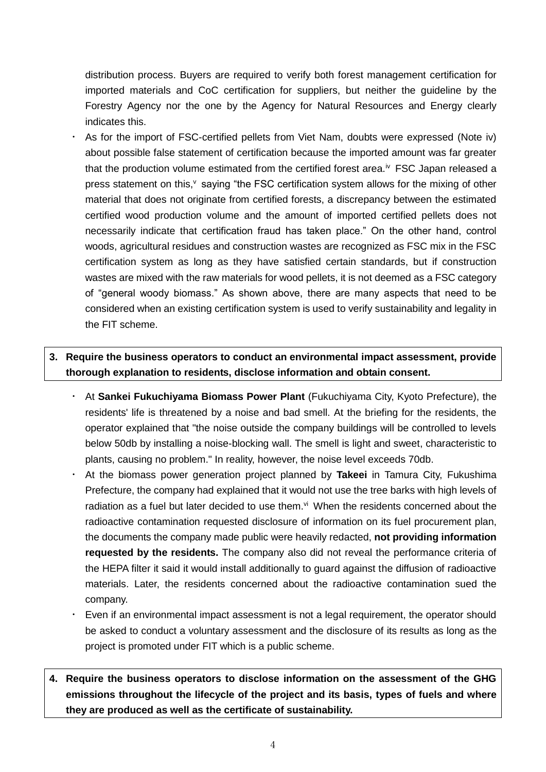distribution process. Buyers are required to verify both forest management certification for imported materials and CoC certification for suppliers, but neither the guideline by the Forestry Agency nor the one by the Agency for Natural Resources and Energy clearly indicates this.

- As for the import of FSC-certified pellets from Viet Nam, doubts were expressed (Note iv) about possible false statement of certification because the imported amount was far greater that the production volume estimated from the certified forest area.[iv] FSC Japan released a press statement on this,[v] saying "the FSC certification system allows for the mixing of other material that does not originate from certified forests, a discrepancy between the estimated certified wood production volume and the amount of imported certified pellets does not necessarily indicate that certification fraud has taken place." On the other hand, control woods, agricultural residues and construction wastes are recognized as FSC mix in the FSC certification system as long as they have satisfied certain standards, but if construction wastes are mixed with the raw materials for wood pellets, it is not deemed as a FSC category of "general woody biomass." As shown above, there are many aspects that need to be considered when an existing certification system is used to verify sustainability and legality in the FIT scheme.

**3. Require the business operators to conduct an environmental impact assessment, provide thorough explanation to residents, disclose information and obtain consent.**

- At **Sankei Fukuchiyama Biomass Power Plant** (Fukuchiyama City, Kyoto Prefecture), the residents' life is threatened by a noise and bad smell. At the briefing for the residents, the operator explained that "the noise outside the company buildings will be controlled to levels below 50db by installing a noise-blocking wall. The smell is light and sweet, characteristic to plants, causing no problem." In reality, however, the noise level exceeds 70db.
- At the biomass power generation project planned by **Takeei** in Tamura City, Fukushima Prefecture, the company had explained that it would not use the tree barks with high levels of radiation as a fuel but later decided to use them.[vi] When the residents concerned about the radioactive contamination requested disclosure of information on its fuel procurement plan, the documents the company made public were heavily redacted, **not providing information requested by the residents.** The company also did not reveal the performance criteria of the HEPA filter it said it would install additionally to guard against the diffusion of radioactive materials. Later, the residents concerned about the radioactive contamination sued the company.
- Even if an environmental impact assessment is not a legal requirement, the operator should be asked to conduct a voluntary assessment and the disclosure of its results as long as the project is promoted under FIT which is a public scheme.

**4. Require the business operators to disclose information on the assessment of the GHG emissions throughout the lifecycle of the project and its basis, types of fuels and where they are produced as well as the certificate of sustainability.**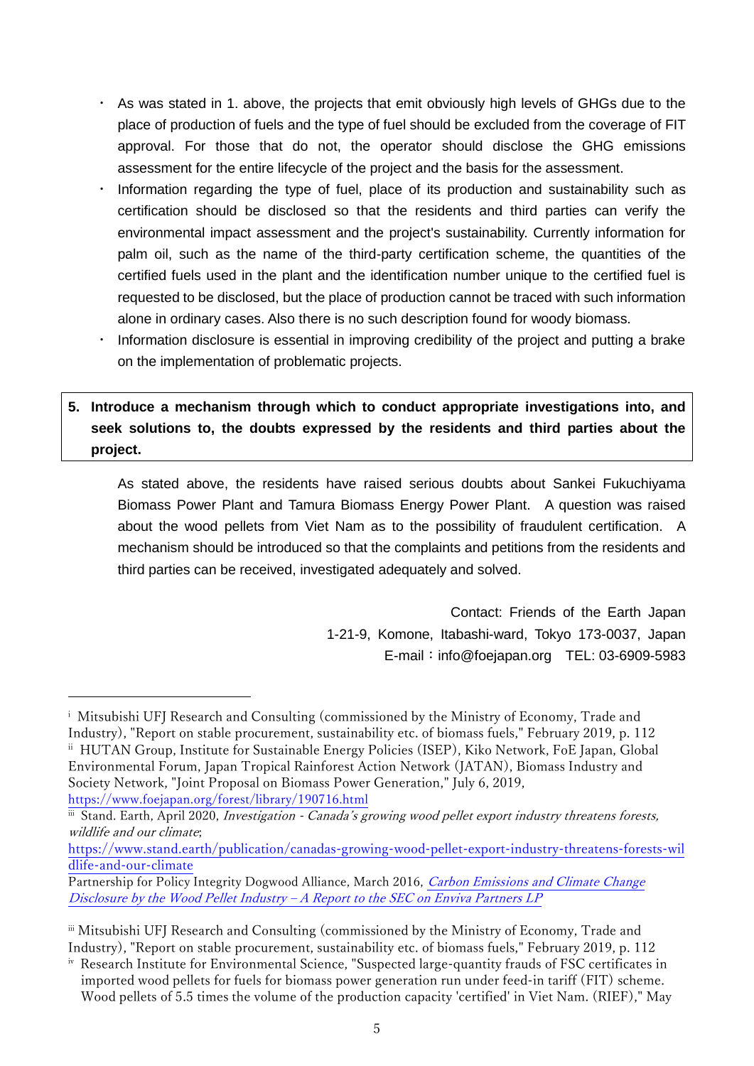- As was stated in 1. above, the projects that emit obviously high levels of GHGs due to the place of production of fuels and the type of fuel should be excluded from the coverage of FIT approval. For those that do not, the operator should disclose the GHG emissions assessment for the entire lifecycle of the project and the basis for the assessment.
- Information regarding the type of fuel, place of its production and sustainability such as certification should be disclosed so that the residents and third parties can verify the environmental impact assessment and the project's sustainability. Currently information for palm oil, such as the name of the third-party certification scheme, the quantities of the certified fuels used in the plant and the identification number unique to the certified fuel is requested to be disclosed, but the place of production cannot be traced with such information alone in ordinary cases. Also there is no such description found for woody biomass.
- Information disclosure is essential in improving credibility of the project and putting a brake on the implementation of problematic projects.

**5. Introduce a mechanism through which to conduct appropriate investigations into, and seek solutions to, the doubts expressed by the residents and third parties about the project.**

As stated above, the residents have raised serious doubts about Sankei Fukuchiyama Biomass Power Plant and Tamura Biomass Energy Power Plant. A question was raised about the wood pellets from Viet Nam as to the possibility of fraudulent certification. A mechanism should be introduced so that the complaints and petitions from the residents and third parties can be received, investigated adequately and solved.

Contact: Friends of the Earth Japan
1-21-9, Komone, Itabashi-ward, Tokyo 173-0037, Japan
E-mail：info@foejapan.org TEL: 03-6909-5983

---

[i] Mitsubishi UFJ Research and Consulting (commissioned by the Ministry of Economy, Trade and Industry), "Report on stable procurement, sustainability etc. of biomass fuels," February 2019, p. 112

[ii] HUTAN Group, Institute for Sustainable Energy Policies (ISEP), Kiko Network, FoE Japan, Global Environmental Forum, Japan Tropical Rainforest Action Network (JATAN), Biomass Industry and Society Network, "Joint Proposal on Biomass Power Generation," July 6, 2019, https://www.foejapan.org/forest/library/190716.html

[iii] Stand. Earth, April 2020, *Investigation - Canada's growing wood pellet export industry threatens forests, wildlife and our climate*; https://www.stand.earth/publication/canadas-growing-wood-pellet-export-industry-threatens-forests-wildlife-and-our-climate

Partnership for Policy Integrity Dogwood Alliance, March 2016, *Carbon Emissions and Climate Change Disclosure by the Wood Pellet Industry – A Report to the SEC on Enviva Partners LP*

[iii] Mitsubishi UFJ Research and Consulting (commissioned by the Ministry of Economy, Trade and Industry), "Report on stable procurement, sustainability etc. of biomass fuels," February 2019, p. 112

[iv] Research Institute for Environmental Science, "Suspected large-quantity frauds of FSC certificates in imported wood pellets for fuels for biomass power generation run under feed-in tariff (FIT) scheme. Wood pellets of 5.5 times the volume of the production capacity 'certified' in Viet Nam. (RIEF)," May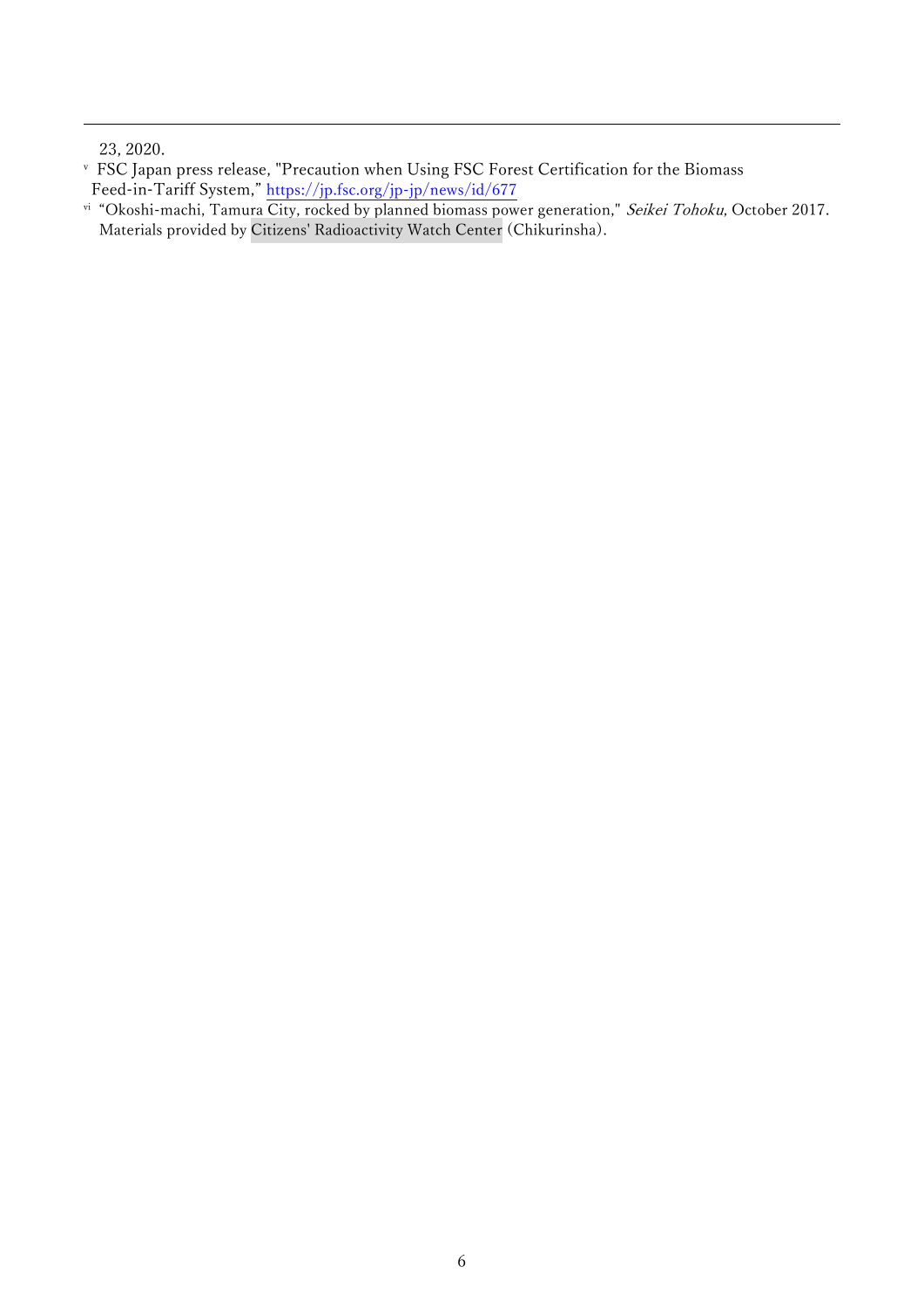23, 2020.

[v] FSC Japan press release, "Precaution when Using FSC Forest Certification for the Biomass Feed-in-Tariff System," https://jp.fsc.org/jp-jp/news/id/677

[vi] "Okoshi-machi, Tamura City, rocked by planned biomass power generation," *Seikei Tohoku*, October 2017. Materials provided by Citizens' Radioactivity Watch Center (Chikurinsha).